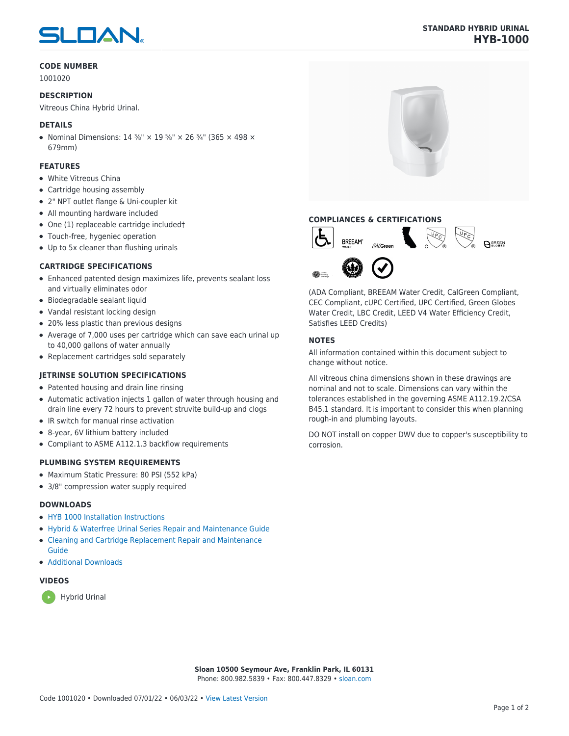# STANDARD HYBRID URINAL

# HYB-1000

## CODE NUMBER

1001020

## DESCRIPTION

Vitreous China Hybrid Urinal.

## DETAILS

- Nominal Dimensions: 14 ⅜" × 19 ⅝" × 26 ¾" (365 × 498 × 679mm)

## FEATURES

- White Vitreous China
- Cartridge housing assembly
- 2" NPT outlet flange & Uni-coupler kit
- All mounting hardware included
- One (1) replaceable cartridge included†
- Touch-free, hygenic operation
- Up to 5x cleaner than flushing urinals

## CARTRIDGE SPECIFICATIONS

- Enhanced patented design maximizes life, prevents sealant loss and virtually eliminates odor
- Biodegradable sealant liquid
- Vandal resistant locking design
- 20% less plastic than previous designs
- Average of 7,000 uses per cartridge which can save each urinal up to 40,000 gallons of water annually
- Replacement cartridges sold separately

## JETRINSE SOLUTION SPECIFICATIONS

- Patented housing and drain line rinsing
- Automatic activation injects 1 gallon of water through housing and drain line every 72 hours to prevent struvite build-up and clogs
- IR switch for manual rinse activation
- 8-year, 6V lithium battery included
- Compliant to ASME A112.1.3 backflow requirements

## PLUMBING SYSTEM REQUIREMENTS

- Maximum Static Pressure: 80 PSI (552 kPa)
- 3/8" compression water supply required

## DOWNLOADS

- HYB 1000 Installation Instructions
- Hybrid & Waterfree Urinal Series Repair and Maintenance Guide
- Cleaning and Cartridge Replacement Repair and Maintenance Guide
- Additional Downloads

## VIDEOS

- Hybrid Urinal

## COMPLIANCES & CERTIFICATIONS

(ADA Compliant, BREEAM Water Credit, CalGreen Compliant, CEC Compliant, cUPC Certified, UPC Certified, Green Globes Water Credit, LBC Credit, LEED V4 Water Efficiency Credit, Satisfies LEED Credits)

## NOTES

All information contained within this document subject to change without notice.

All vitreous china dimensions shown in these drawings are nominal and not to scale. Dimensions can vary within the tolerances established in the governing ASME A112.19.2/CSA B45.1 standard. It is important to consider this when planning rough-in and plumbing layouts.

DO NOT install on copper DWV due to copper's susceptibility to corrosion.

**Sloan 10500 Seymour Ave, Franklin Park, IL 60131**
Phone: 800.982.5839 • Fax: 800.447.8329 • sloan.com

Code 1001020 • Downloaded 07/01/22 • 06/03/22 • View Latest Version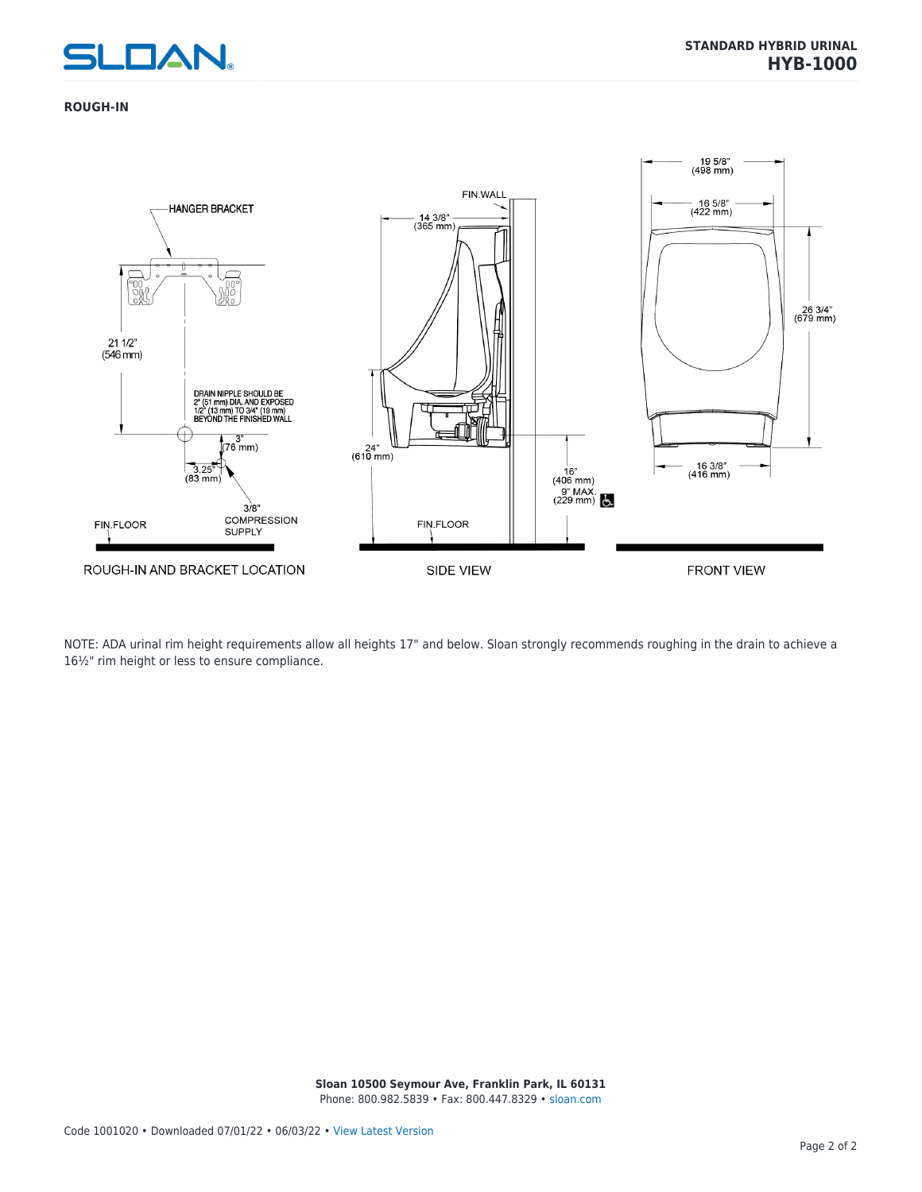## ROUGH-IN

HANGER BRACKET

21 1/2"
(546 mm)

DRAIN NIPPLE SHOULD BE 2" (51 mm) DIA. AND EXPOSED 1/2" (13 mm) TO 3/4" (19 mm) BEYOND THE FINISHED WALL

3"
(76 mm)

3.25"
(83 mm)

3/8"
COMPRESSION
SUPPLY

FIN.FLOOR

ROUGH-IN AND BRACKET LOCATION

FIN.WALL

14 3/8"
(365 mm)

24"
(610 mm)

16"
(406 mm)
9" MAX.
(229 mm)

FIN.FLOOR

SIDE VIEW

19 5/8"
(498 mm)

16 5/8"
(422 mm)

26 3/4"
(679 mm)

16 3/8"
(416 mm)

FRONT VIEW

NOTE: ADA urinal rim height requirements allow all heights 17" and below. Sloan strongly recommends roughing in the drain to achieve a 16½" rim height or less to ensure compliance.

**Sloan 10500 Seymour Ave, Franklin Park, IL 60131**
Phone: 800.982.5839 • Fax: 800.447.8329 • sloan.com

Code 1001020 • Downloaded 07/01/22 • 06/03/22 • View Latest Version